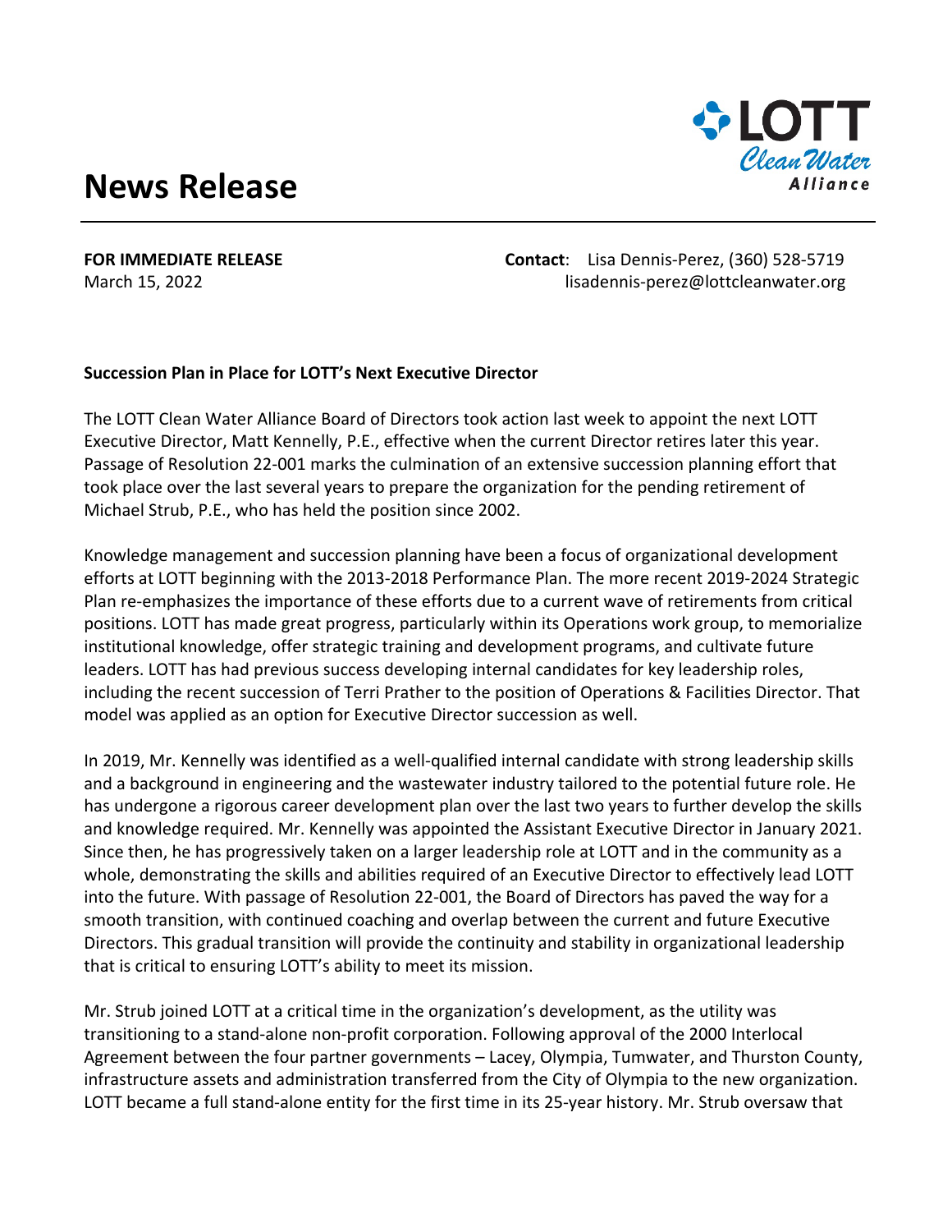# News Release

**FOR IMMEDIATE RELEASE**
March 15, 2022

**Contact**: Lisa Dennis-Perez, (360) 528-5719
lisadennis-perez@lottcleanwater.org

**Succession Plan in Place for LOTT's Next Executive Director**

The LOTT Clean Water Alliance Board of Directors took action last week to appoint the next LOTT Executive Director, Matt Kennelly, P.E., effective when the current Director retires later this year. Passage of Resolution 22-001 marks the culmination of an extensive succession planning effort that took place over the last several years to prepare the organization for the pending retirement of Michael Strub, P.E., who has held the position since 2002.

Knowledge management and succession planning have been a focus of organizational development efforts at LOTT beginning with the 2013-2018 Performance Plan. The more recent 2019-2024 Strategic Plan re-emphasizes the importance of these efforts due to a current wave of retirements from critical positions. LOTT has made great progress, particularly within its Operations work group, to memorialize institutional knowledge, offer strategic training and development programs, and cultivate future leaders. LOTT has had previous success developing internal candidates for key leadership roles, including the recent succession of Terri Prather to the position of Operations & Facilities Director. That model was applied as an option for Executive Director succession as well.

In 2019, Mr. Kennelly was identified as a well-qualified internal candidate with strong leadership skills and a background in engineering and the wastewater industry tailored to the potential future role. He has undergone a rigorous career development plan over the last two years to further develop the skills and knowledge required. Mr. Kennelly was appointed the Assistant Executive Director in January 2021. Since then, he has progressively taken on a larger leadership role at LOTT and in the community as a whole, demonstrating the skills and abilities required of an Executive Director to effectively lead LOTT into the future. With passage of Resolution 22-001, the Board of Directors has paved the way for a smooth transition, with continued coaching and overlap between the current and future Executive Directors. This gradual transition will provide the continuity and stability in organizational leadership that is critical to ensuring LOTT's ability to meet its mission.

Mr. Strub joined LOTT at a critical time in the organization's development, as the utility was transitioning to a stand-alone non-profit corporation. Following approval of the 2000 Interlocal Agreement between the four partner governments – Lacey, Olympia, Tumwater, and Thurston County, infrastructure assets and administration transferred from the City of Olympia to the new organization. LOTT became a full stand-alone entity for the first time in its 25-year history. Mr. Strub oversaw that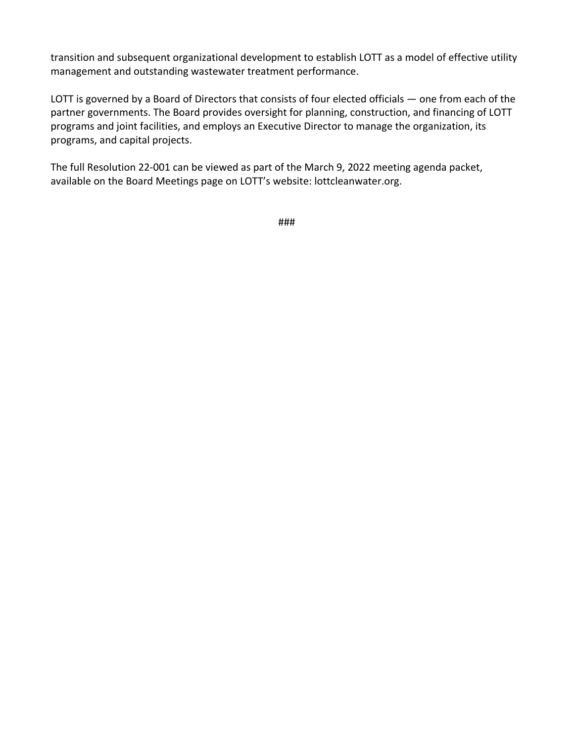transition and subsequent organizational development to establish LOTT as a model of effective utility management and outstanding wastewater treatment performance.

LOTT is governed by a Board of Directors that consists of four elected officials — one from each of the partner governments. The Board provides oversight for planning, construction, and financing of LOTT programs and joint facilities, and employs an Executive Director to manage the organization, its programs, and capital projects.

The full Resolution 22-001 can be viewed as part of the March 9, 2022 meeting agenda packet, available on the Board Meetings page on LOTT's website: lottcleanwater.org.

###